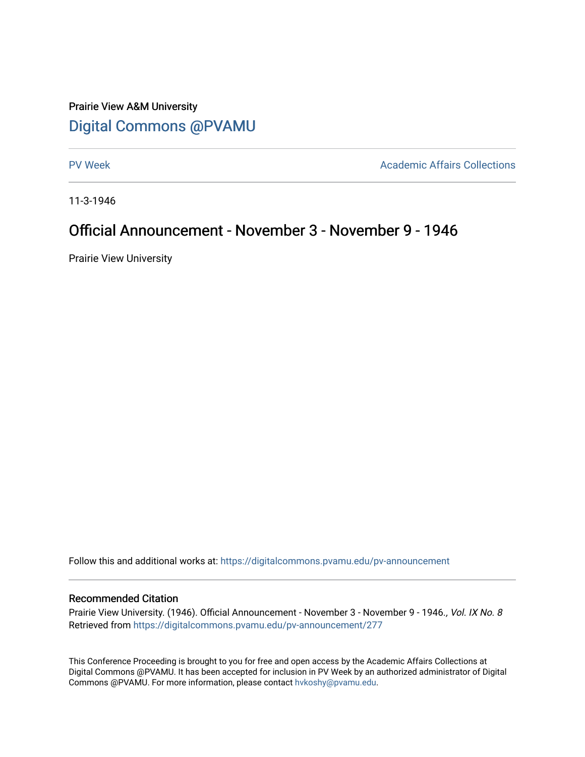Prairie View A&M University

## Digital Commons @PVAMU

PV Week | Academic Affairs Collections

11-3-1946

# Official Announcement - November 3 - November 9 - 1946

Prairie View University

Follow this and additional works at: https://digitalcommons.pvamu.edu/pv-announcement

### Recommended Citation

Prairie View University. (1946). Official Announcement - November 3 - November 9 - 1946., *Vol. IX No. 8*
Retrieved from https://digitalcommons.pvamu.edu/pv-announcement/277

This Conference Proceeding is brought to you for free and open access by the Academic Affairs Collections at Digital Commons @PVAMU. It has been accepted for inclusion in PV Week by an authorized administrator of Digital Commons @PVAMU. For more information, please contact hvkoshy@pvamu.edu.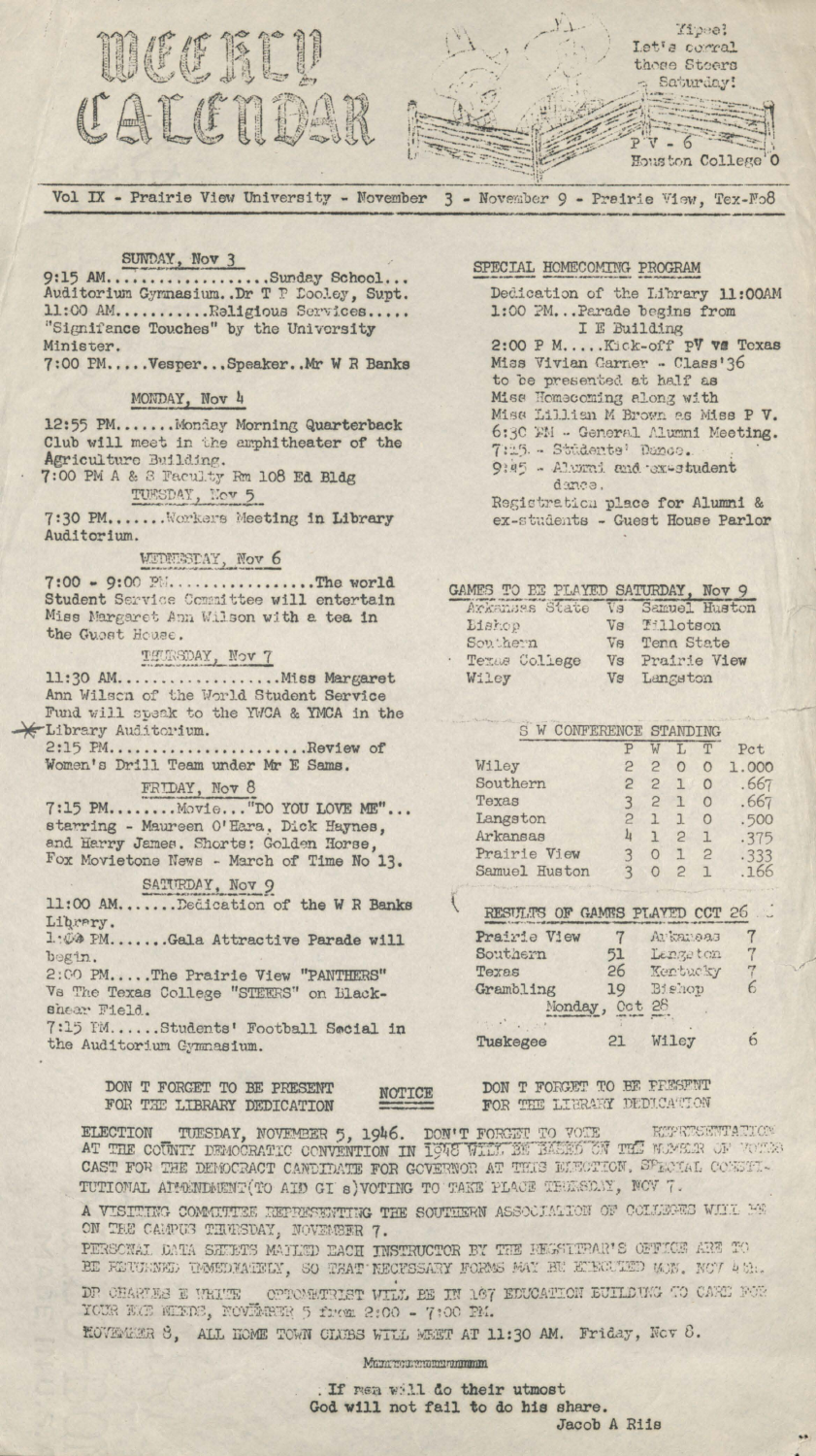# WEEKLY CALENDAR

Yipee! Let's corral those Steers Saturday!

P V - 6
Houston College 0

Vol IX - Prairie View University - November 3 - November 9 - Prairie View, Tex-No8

## SUNDAY, Nov 3

9:15 AM....................Sunday School... Auditorium Gymnasium..Dr T P Dooley, Supt.
11:00 AM...........Religious Services..... "Significance Touches" by the University Minister.
7:00 PM.....Vesper...Speaker..Mr W R Banks

## MONDAY, Nov 4

12:55 PM.......Monday Morning Quarterback Club will meet in the amphitheater of the Agriculture Building.
7:00 PM A & S Faculty Rm 108 Ed Bldg

## TUESDAY, Nov 5

7:30 PM.......Workers Meeting in Library Auditorium.

## WEDNESDAY, Nov 6

7:00 - 9:00 PM.................The world Student Service Committee will entertain Miss Margaret Ann Wilson with a tea in the Guest House.

## THURSDAY, Nov 7

11:30 AM...................Miss Margaret Ann Wilson of the World Student Service Fund will speak to the YWCA & YMCA in the Library Auditorium.
2:15 PM.......................Review of Women's Drill Team under Mr E Sams.

## FRIDAY, Nov 8

7:15 PM........Movie..."DO YOU LOVE ME"... starring - Maureen O'Hara, Dick Haynes, and Harry James. Shorts: Golden Horse, Fox Movietone News - March of Time No 13.

## SATURDAY, Nov 9

11:00 AM.......Dedication of the W R Banks Library.
1:00 PM.......Gala Attractive Parade will begin.
2:00 PM.....The Prairie View "PANTHERS" Vs The Texas College "STEERS" on Blackshear Field.
7:15 PM......Students' Football Social in the Auditorium Gymnasium.

## SPECIAL HOMECOMING PROGRAM

Dedication of the Library 11:00AM
1:00 PM...Parade begins from I E Building
2:00 P M.....Kick-off PV vs Texas
Miss Vivian Carner - Class'36 to be presented at half as Miss Homecoming along with Miss Lillian M Brown as Miss P V.
6:30 PM - General Alumni Meeting.
7:15 - Students' Dance.
9:45 - Alumni and ex-student dance.
Registration place for Alumni & ex-students - Guest House Parlor

## GAMES TO BE PLAYED SATURDAY, Nov 9

| | | |
|---|---|---|
| Arkansas State | Vs | Samuel Huston |
| Bishop | Vs | Tillotson |
| Southern | Vs | Tenn State |
| Texas College | Vs | Prairie View |
| Wiley | Vs | Langston |

## S W CONFERENCE STANDING

| | P | W | L | T | Pct |
|---|---|---|---|---|---|
| Wiley | 2 | 2 | 0 | 0 | 1.000 |
| Southern | 2 | 2 | 1 | 0 | .667 |
| Texas | 3 | 2 | 1 | 0 | .667 |
| Langston | 2 | 1 | 1 | 0 | .500 |
| Arkansas | 4 | 1 | 2 | 1 | .375 |
| Prairie View | 3 | 0 | 1 | 2 | .333 |
| Samuel Huston | 3 | 0 | 2 | 1 | .166 |

## RESULTS OF GAMES PLAYED OCT 26

| | | | |
|---|---|---|---|
| Prairie View | 7 | Arkansas | 7 |
| Southern | 51 | Langston | 7 |
| Texas | 26 | Kentucky | 7 |
| Grambling | 19 | Bishop | 6 |
| Monday, Oct 28 | | | |
| Tuskegee | 21 | Wiley | 6 |

DON T FORGET TO BE PRESENT FOR THE LIBRARY DEDICATION

**NOTICE**

DON T FORGET TO BE PRESENT FOR THE LIBRARY DEDICATION

ELECTION TUESDAY, NOVEMBER 5, 1946. DON'T FORGET TO VOTE REPRESENTATION AT THE COUNTY DEMOCRATIC CONVENTION IN 1948 WILL BE BASED ON THE NUMBER OF VOTES CAST FOR THE DEMOCRACT CANDIDATE FOR GOVERNOR AT THIS ELECTION. SPECIAL CONSTITUTIONAL AMENDMENT(TO AID GI s)VOTING TO TAKE PLACE THURSDAY, NOV 7.

A VISITING COMMITTEE REPRESENTING THE SOUTHERN ASSOCIATION OF COLLEGES WILL BE ON THE CAMPUS THURSDAY, NOVEMBER 7.

PERSONAL DATA SHEETS MAILED EACH INSTRUCTOR BY THE REGISTRAR'S OFFICE ARE TO BE RETURNED IMMEDIATELY, SO THAT NECESSARY FORMS MAY BE EXECUTED MON. NOV 4th.

DR CHARLES E WHITE OPTOMETRIST WILL BE IN 107 EDUCATION BUILDING TO CARE FOR YOUR EYE NEEDS, NOVEMBER 5 from 2:00 - 7:00 PM.

NOVEMBER 8, ALL HOME TOWN CLUBS WILL MEET AT 11:30 AM. Friday, Nov 8.

. If men will do their utmost
God will not fail to do his share.
Jacob A Riis